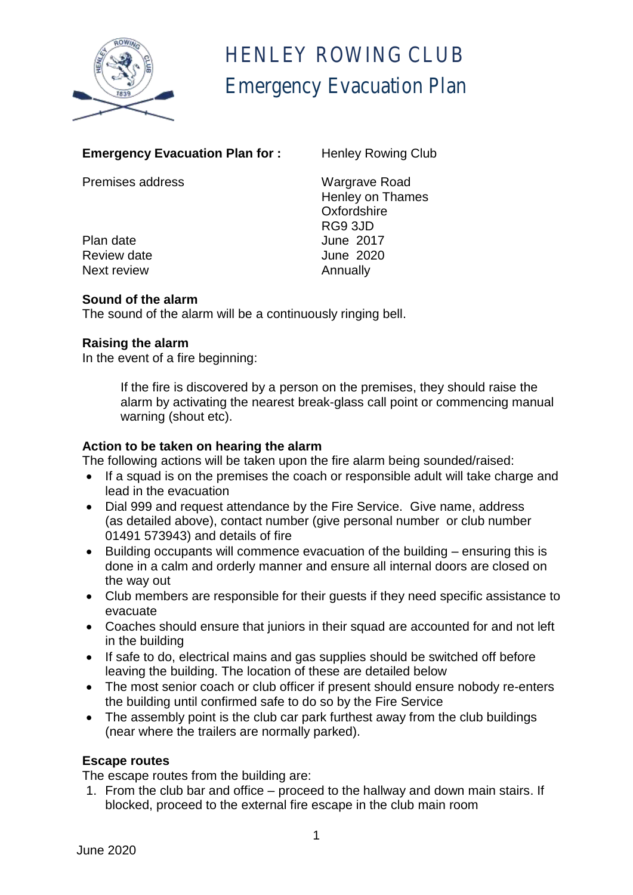# HENLEY ROWING CLUB
## Emergency Evacuation Plan

| | |
|---|---|
| **Emergency Evacuation Plan for :** | Henley Rowing Club |
| Premises address | Wargrave Road<br>Henley on Thames<br>Oxfordshire<br>RG9 3JD |
| Plan date | June 2017 |
| Review date | June 2020 |
| Next review | Annually |

**Sound of the alarm**
The sound of the alarm will be a continuously ringing bell.

**Raising the alarm**
In the event of a fire beginning:

> If the fire is discovered by a person on the premises, they should raise the alarm by activating the nearest break-glass call point or commencing manual warning (shout etc).

**Action to be taken on hearing the alarm**
The following actions will be taken upon the fire alarm being sounded/raised:

- If a squad is on the premises the coach or responsible adult will take charge and lead in the evacuation
- Dial 999 and request attendance by the Fire Service. Give name, address (as detailed above), contact number (give personal number or club number 01491 573943) and details of fire
- Building occupants will commence evacuation of the building – ensuring this is done in a calm and orderly manner and ensure all internal doors are closed on the way out
- Club members are responsible for their guests if they need specific assistance to evacuate
- Coaches should ensure that juniors in their squad are accounted for and not left in the building
- If safe to do, electrical mains and gas supplies should be switched off before leaving the building. The location of these are detailed below
- The most senior coach or club officer if present should ensure nobody re-enters the building until confirmed safe to do so by the Fire Service
- The assembly point is the club car park furthest away from the club buildings (near where the trailers are normally parked).

**Escape routes**
The escape routes from the building are:

1. From the club bar and office – proceed to the hallway and down main stairs. If blocked, proceed to the external fire escape in the club main room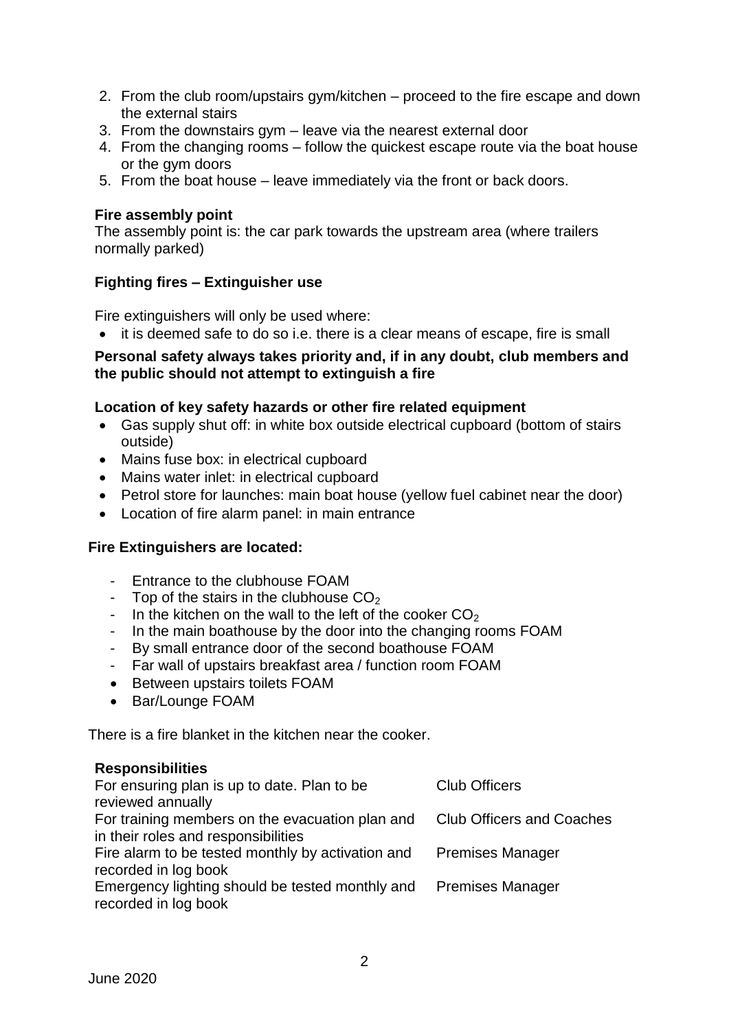2. From the club room/upstairs gym/kitchen – proceed to the fire escape and down the external stairs
3. From the downstairs gym – leave via the nearest external door
4. From the changing rooms – follow the quickest escape route via the boat house or the gym doors
5. From the boat house – leave immediately via the front or back doors.

**Fire assembly point**

The assembly point is: the car park towards the upstream area (where trailers normally parked)

**Fighting fires – Extinguisher use**

Fire extinguishers will only be used where:

- it is deemed safe to do so i.e. there is a clear means of escape, fire is small

**Personal safety always takes priority and, if in any doubt, club members and the public should not attempt to extinguish a fire**

**Location of key safety hazards or other fire related equipment**

- Gas supply shut off: in white box outside electrical cupboard (bottom of stairs outside)
- Mains fuse box: in electrical cupboard
- Mains water inlet: in electrical cupboard
- Petrol store for launches: main boat house (yellow fuel cabinet near the door)
- Location of fire alarm panel: in main entrance

**Fire Extinguishers are located:**

- Entrance to the clubhouse FOAM
- Top of the stairs in the clubhouse $CO_2$
- In the kitchen on the wall to the left of the cooker $CO_2$
- In the main boathouse by the door into the changing rooms FOAM
- By small entrance door of the second boathouse FOAM
- Far wall of upstairs breakfast area / function room FOAM
- Between upstairs toilets FOAM
- Bar/Lounge FOAM

There is a fire blanket in the kitchen near the cooker.

**Responsibilities**

| | |
|---|---|
| For ensuring plan is up to date. Plan to be reviewed annually | Club Officers |
| For training members on the evacuation plan and in their roles and responsibilities | Club Officers and Coaches |
| Fire alarm to be tested monthly by activation and recorded in log book | Premises Manager |
| Emergency lighting should be tested monthly and recorded in log book | Premises Manager |

June 2020